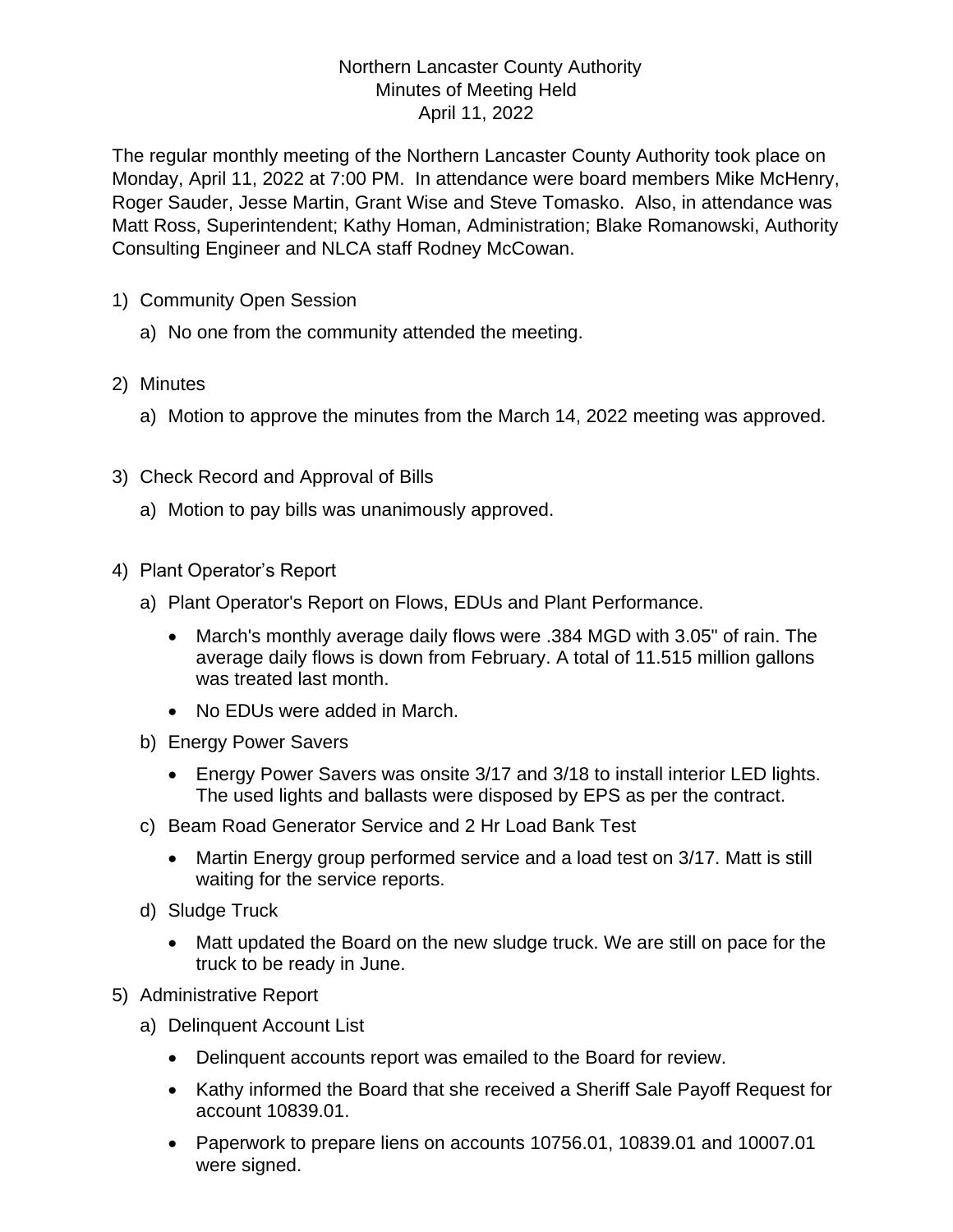Northern Lancaster County Authority
Minutes of Meeting Held
April 11, 2022

The regular monthly meeting of the Northern Lancaster County Authority took place on Monday, April 11, 2022 at 7:00 PM. In attendance were board members Mike McHenry, Roger Sauder, Jesse Martin, Grant Wise and Steve Tomasko. Also, in attendance was Matt Ross, Superintendent; Kathy Homan, Administration; Blake Romanowski, Authority Consulting Engineer and NLCA staff Rodney McCowan.

1) Community Open Session
   a) No one from the community attended the meeting.

2) Minutes
   a) Motion to approve the minutes from the March 14, 2022 meeting was approved.

3) Check Record and Approval of Bills
   a) Motion to pay bills was unanimously approved.

4) Plant Operator's Report
   a) Plant Operator's Report on Flows, EDUs and Plant Performance.
      - March's monthly average daily flows were .384 MGD with 3.05" of rain. The average daily flows is down from February. A total of 11.515 million gallons was treated last month.
      - No EDUs were added in March.
   b) Energy Power Savers
      - Energy Power Savers was onsite 3/17 and 3/18 to install interior LED lights. The used lights and ballasts were disposed by EPS as per the contract.
   c) Beam Road Generator Service and 2 Hr Load Bank Test
      - Martin Energy group performed service and a load test on 3/17. Matt is still waiting for the service reports.
   d) Sludge Truck
      - Matt updated the Board on the new sludge truck. We are still on pace for the truck to be ready in June.

5) Administrative Report
   a) Delinquent Account List
      - Delinquent accounts report was emailed to the Board for review.
      - Kathy informed the Board that she received a Sheriff Sale Payoff Request for account 10839.01.
      - Paperwork to prepare liens on accounts 10756.01, 10839.01 and 10007.01 were signed.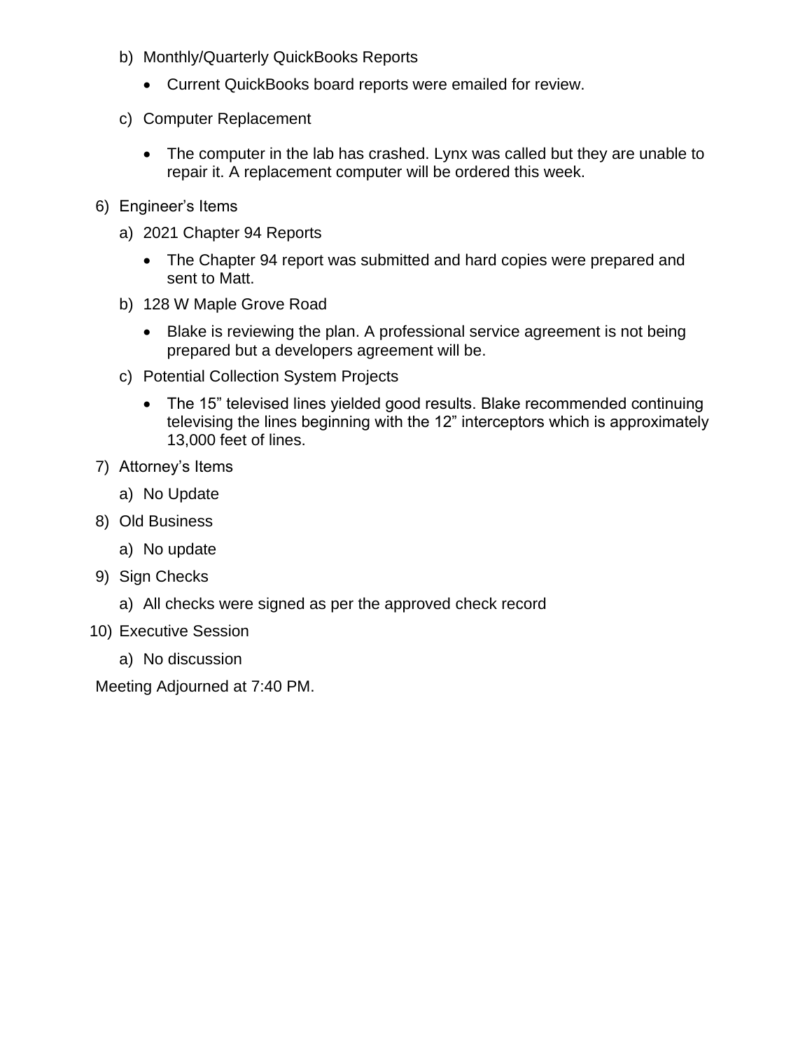b) Monthly/Quarterly QuickBooks Reports

- Current QuickBooks board reports were emailed for review.

c) Computer Replacement

- The computer in the lab has crashed. Lynx was called but they are unable to repair it. A replacement computer will be ordered this week.

6) Engineer's Items

   a) 2021 Chapter 94 Reports

   - The Chapter 94 report was submitted and hard copies were prepared and sent to Matt.

   b) 128 W Maple Grove Road

   - Blake is reviewing the plan. A professional service agreement is not being prepared but a developers agreement will be.

   c) Potential Collection System Projects

   - The 15" televised lines yielded good results. Blake recommended continuing televising the lines beginning with the 12" interceptors which is approximately 13,000 feet of lines.

7) Attorney's Items

   a) No Update

8) Old Business

   a) No update

9) Sign Checks

   a) All checks were signed as per the approved check record

10) Executive Session

   a) No discussion

Meeting Adjourned at 7:40 PM.